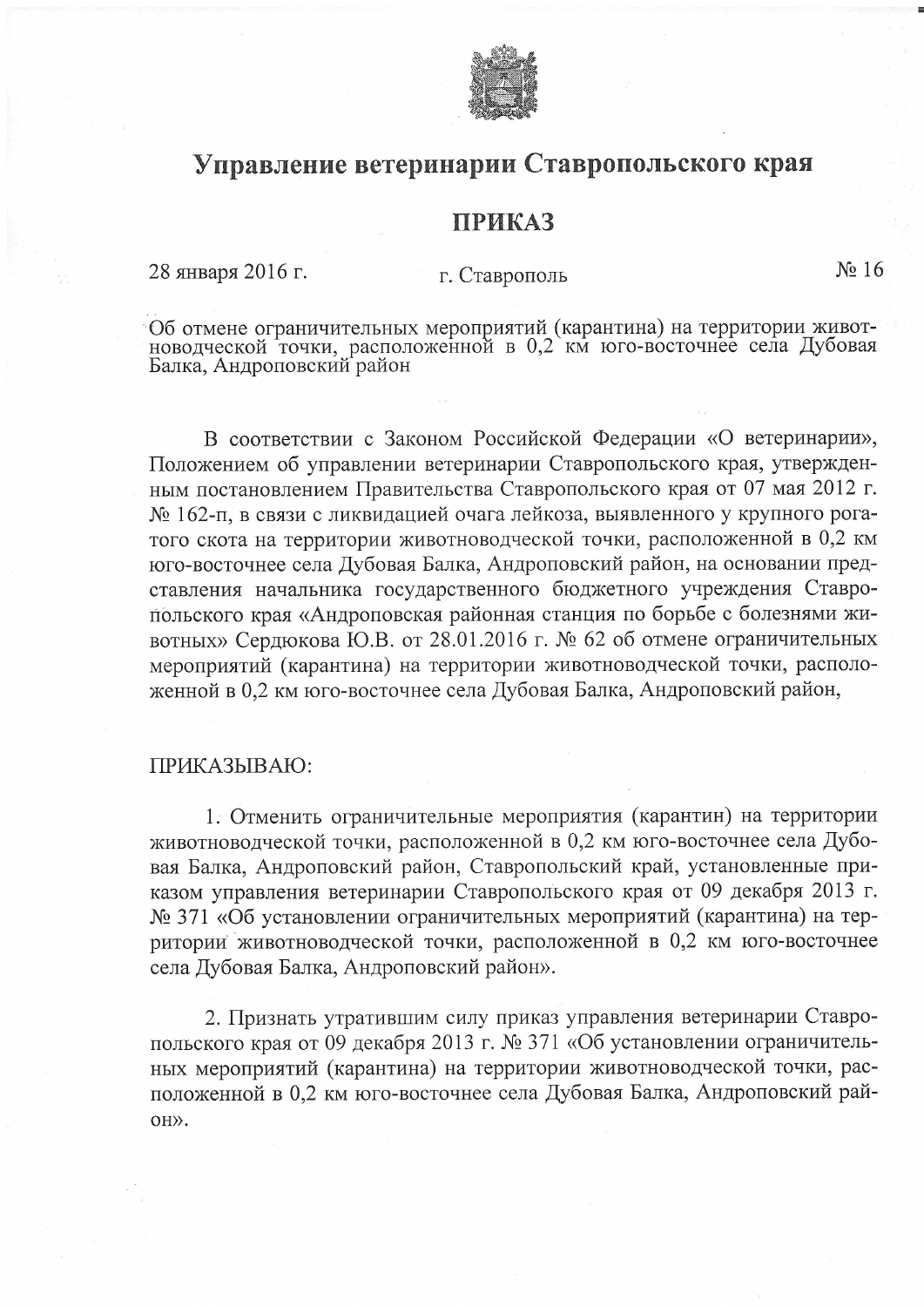# Управление ветеринарии Ставропольского края

## ПРИКАЗ

28 января 2016 г. г. Ставрополь № 16

Об отмене ограничительных мероприятий (карантина) на территории животноводческой точки, расположенной в 0,2 км юго-восточнее села Дубовая Балка, Андроповский район

В соответствии с Законом Российской Федерации «О ветеринарии», Положением об управлении ветеринарии Ставропольского края, утвержденным постановлением Правительства Ставропольского края от 07 мая 2012 г. № 162-п, в связи с ликвидацией очага лейкоза, выявленного у крупного рогатого скота на территории животноводческой точки, расположенной в 0,2 км юго-восточнее села Дубовая Балка, Андроповский район, на основании представления начальника государственного бюджетного учреждения Ставропольского края «Андроповская районная станция по борьбе с болезнями животных» Сердюкова Ю.В. от 28.01.2016 г. № 62 об отмене ограничительных мероприятий (карантина) на территории животноводческой точки, расположенной в 0,2 км юго-восточнее села Дубовая Балка, Андроповский район,

ПРИКАЗЫВАЮ:

1. Отменить ограничительные мероприятия (карантин) на территории животноводческой точки, расположенной в 0,2 км юго-восточнее села Дубовая Балка, Андроповский район, Ставропольский край, установленные приказом управления ветеринарии Ставропольского края от 09 декабря 2013 г. № 371 «Об установлении ограничительных мероприятий (карантина) на территории животноводческой точки, расположенной в 0,2 км юго-восточнее села Дубовая Балка, Андроповский район».

2. Признать утратившим силу приказ управления ветеринарии Ставропольского края от 09 декабря 2013 г. № 371 «Об установлении ограничительных мероприятий (карантина) на территории животноводческой точки, расположенной в 0,2 км юго-восточнее села Дубовая Балка, Андроповский район».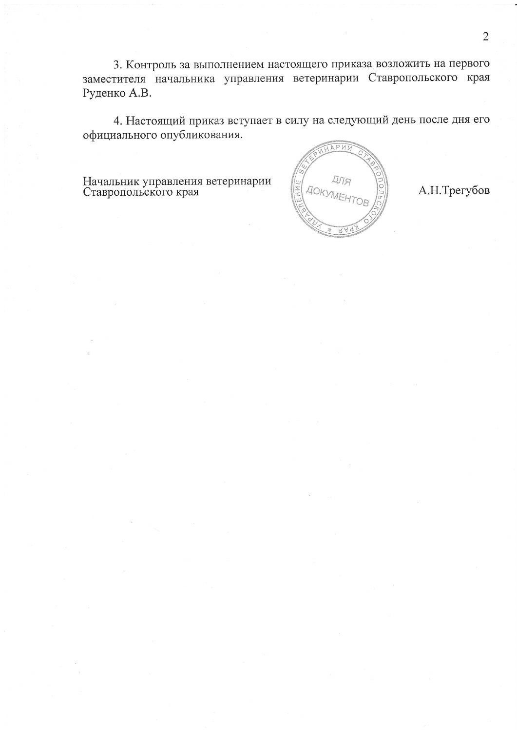3. Контроль за выполнением настоящего приказа возложить на первого заместителя начальника управления ветеринарии Ставропольского края Руденко А.В.

4. Настоящий приказ вступает в силу на следующий день после дня его официального опубликования.

Начальник управления ветеринарии
Ставропольского края А.Н.Трегубов